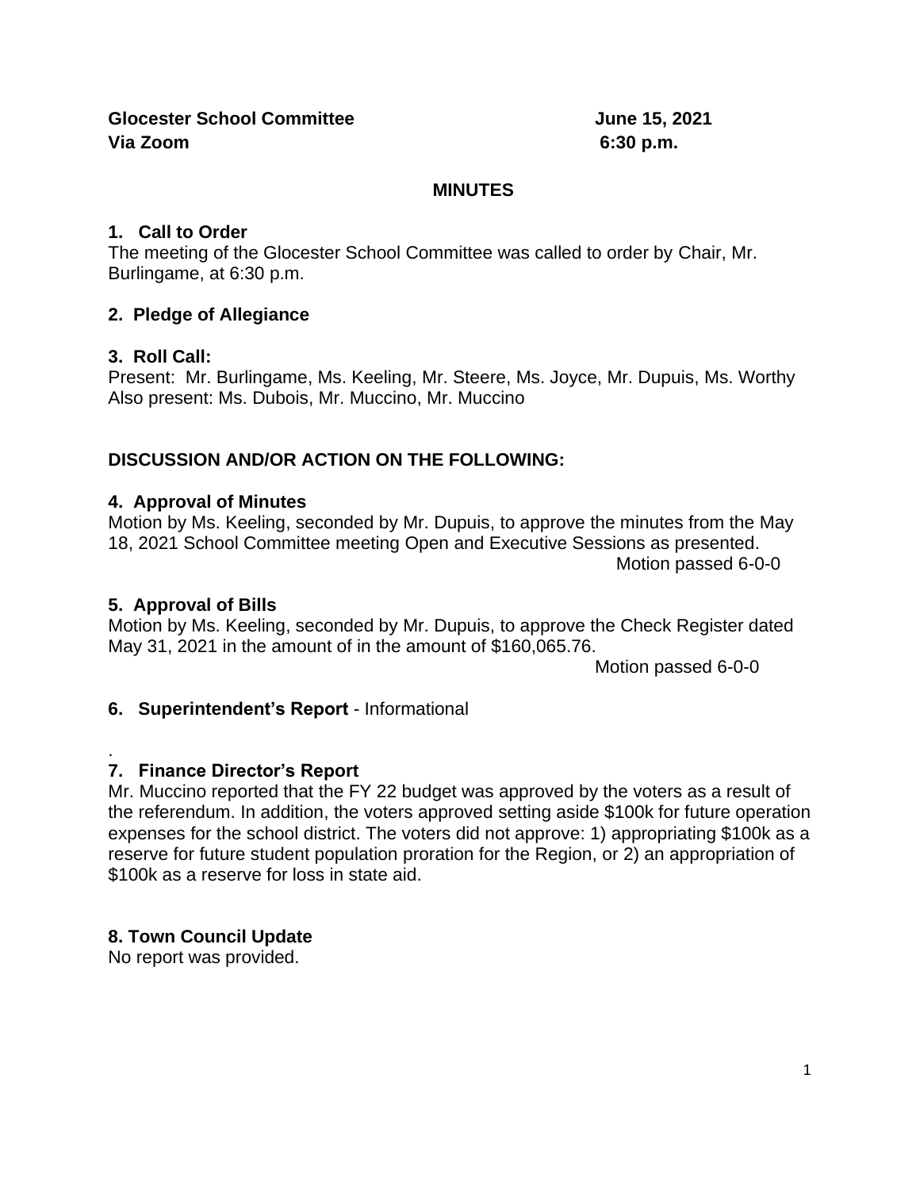**Glocester School Committee** **June 15, 2021**
**Via Zoom** **6:30 p.m.**

**MINUTES**

**1. Call to Order**

The meeting of the Glocester School Committee was called to order by Chair, Mr. Burlingame, at 6:30 p.m.

**2. Pledge of Allegiance**

**3. Roll Call:**

Present: Mr. Burlingame, Ms. Keeling, Mr. Steere, Ms. Joyce, Mr. Dupuis, Ms. Worthy
Also present: Ms. Dubois, Mr. Muccino, Mr. Muccino

**DISCUSSION AND/OR ACTION ON THE FOLLOWING:**

**4. Approval of Minutes**

Motion by Ms. Keeling, seconded by Mr. Dupuis, to approve the minutes from the May 18, 2021 School Committee meeting Open and Executive Sessions as presented.
Motion passed 6-0-0

**5. Approval of Bills**

Motion by Ms. Keeling, seconded by Mr. Dupuis, to approve the Check Register dated May 31, 2021 in the amount of in the amount of $160,065.76.
Motion passed 6-0-0

**6. Superintendent's Report** - Informational

.

**7. Finance Director's Report**

Mr. Muccino reported that the FY 22 budget was approved by the voters as a result of the referendum. In addition, the voters approved setting aside $100k for future operation expenses for the school district. The voters did not approve: 1) appropriating $100k as a reserve for future student population proration for the Region, or 2) an appropriation of $100k as a reserve for loss in state aid.

**8. Town Council Update**

No report was provided.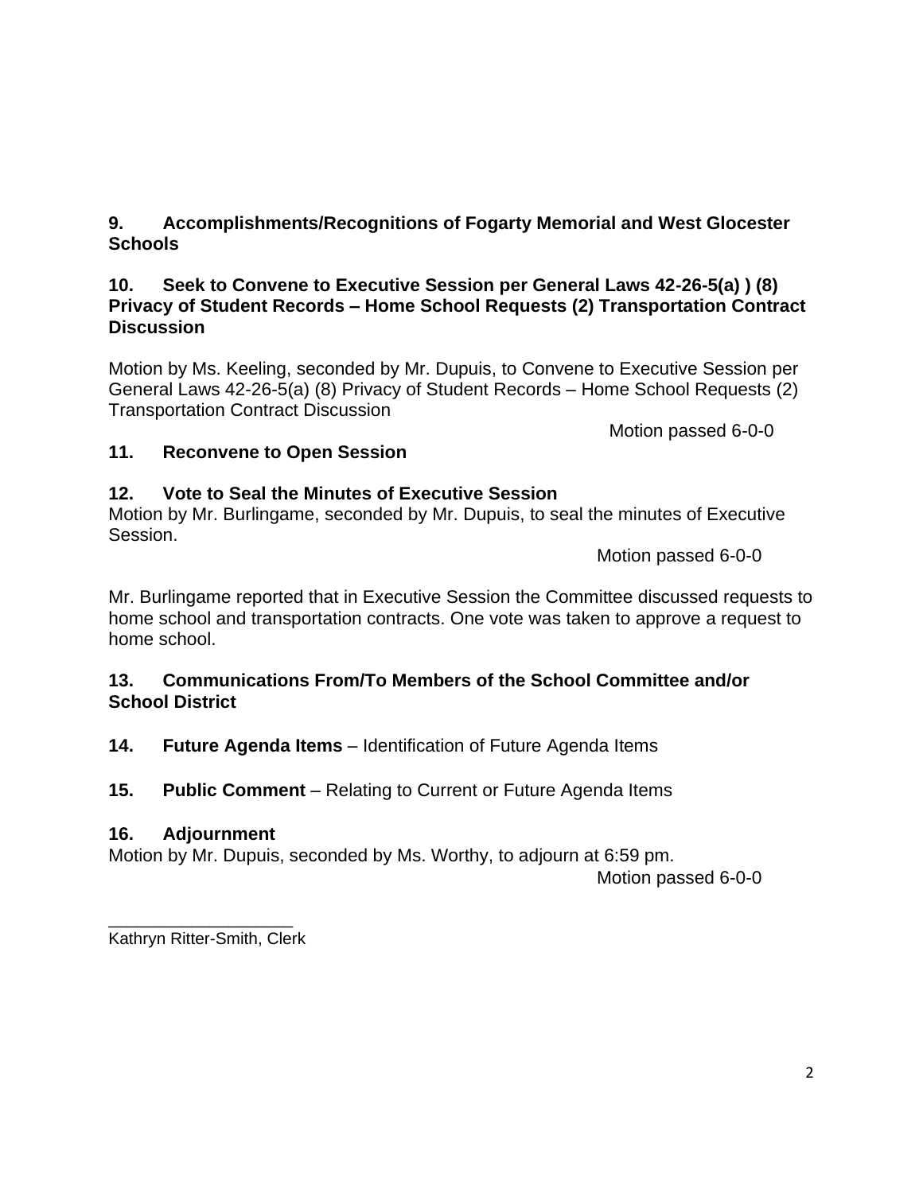**9. Accomplishments/Recognitions of Fogarty Memorial and West Glocester Schools**

**10. Seek to Convene to Executive Session per General Laws 42-26-5(a) ) (8) Privacy of Student Records – Home School Requests (2) Transportation Contract Discussion**

Motion by Ms. Keeling, seconded by Mr. Dupuis, to Convene to Executive Session per General Laws 42-26-5(a) (8) Privacy of Student Records – Home School Requests (2) Transportation Contract Discussion

Motion passed 6-0-0

**11. Reconvene to Open Session**

**12. Vote to Seal the Minutes of Executive Session**

Motion by Mr. Burlingame, seconded by Mr. Dupuis, to seal the minutes of Executive Session.

Motion passed 6-0-0

Mr. Burlingame reported that in Executive Session the Committee discussed requests to home school and transportation contracts. One vote was taken to approve a request to home school.

**13. Communications From/To Members of the School Committee and/or School District**

**14. Future Agenda Items** – Identification of Future Agenda Items

**15. Public Comment** – Relating to Current or Future Agenda Items

**16. Adjournment**

Motion by Mr. Dupuis, seconded by Ms. Worthy, to adjourn at 6:59 pm.

Motion passed 6-0-0

\_\_\_\_\_\_\_\_\_\_\_\_\_\_\_\_\_\_\_\_

Kathryn Ritter-Smith, Clerk